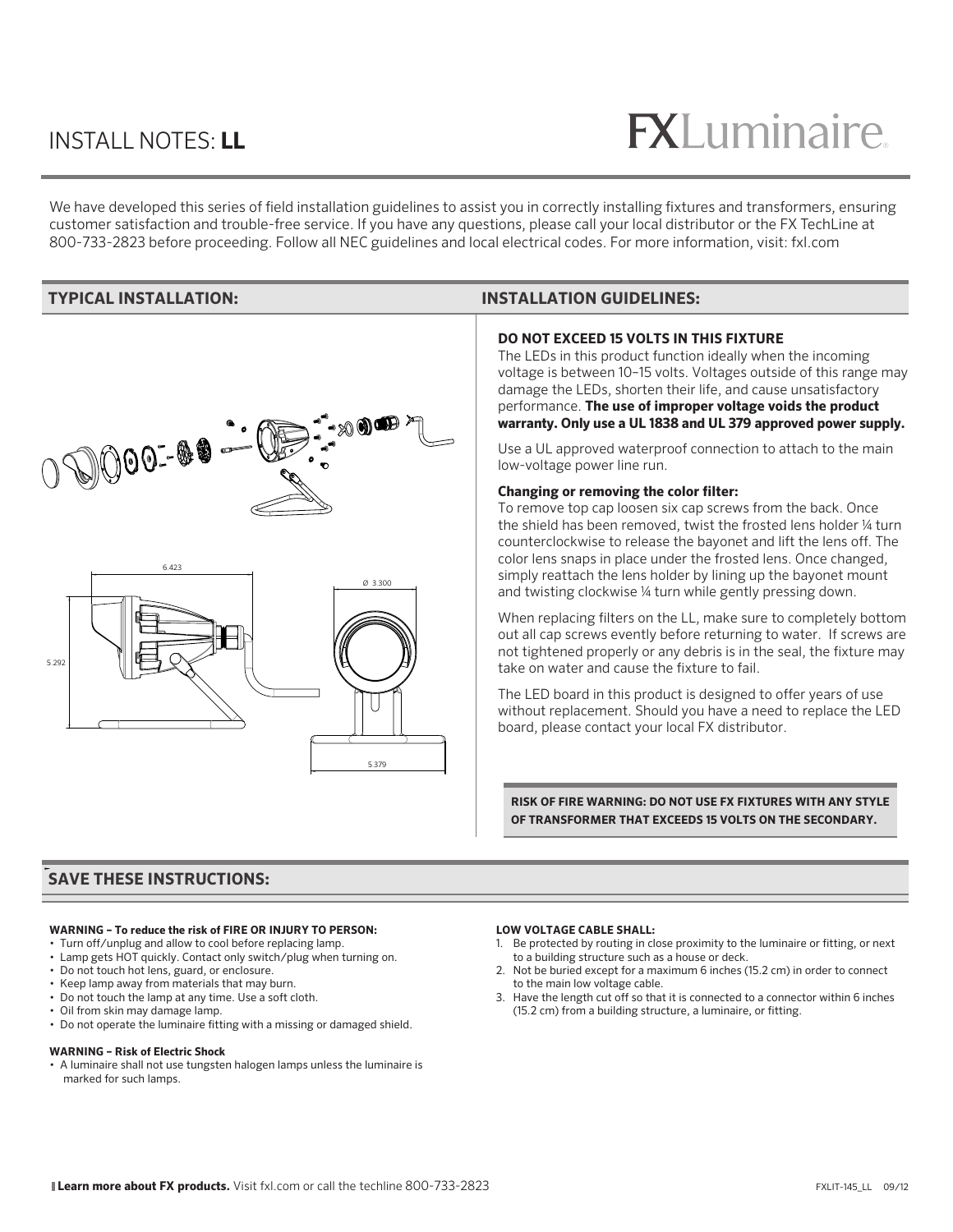# INSTALL NOTES: **LL**

FXLuminaire

We have developed this series of field installation guidelines to assist you in correctly installing fixtures and transformers, ensuring customer satisfaction and trouble-free service. If you have any questions, please call your local distributor or the FX TechLine at 800-733-2823 before proceeding. Follow all NEC guidelines and local electrical codes. For more information, visit: fxl.com

## TYPICAL INSTALLATION:

6.423

5.292

Ø 3.300

5.379

## INSTALLATION GUIDELINES:

**DO NOT EXCEED 15 VOLTS IN THIS FIXTURE**

The LEDs in this product function ideally when the incoming voltage is between 10–15 volts. Voltages outside of this range may damage the LEDs, shorten their life, and cause unsatisfactory performance. **The use of improper voltage voids the product warranty. Only use a UL 1838 and UL 379 approved power supply.**

Use a UL approved waterproof connection to attach to the main low-voltage power line run.

**Changing or removing the color filter:**

To remove top cap loosen six cap screws from the back. Once the shield has been removed, twist the frosted lens holder ¼ turn counterclockwise to release the bayonet and lift the lens off. The color lens snaps in place under the frosted lens. Once changed, simply reattach the lens holder by lining up the bayonet mount and twisting clockwise ¼ turn while gently pressing down.

When replacing filters on the LL, make sure to completely bottom out all cap screws evently before returning to water. If screws are not tightened properly or any debris is in the seal, the fixture may take on water and cause the fixture to fail.

The LED board in this product is designed to offer years of use without replacement. Should you have a need to replace the LED board, please contact your local FX distributor.

**RISK OF FIRE WARNING: DO NOT USE FX FIXTURES WITH ANY STYLE OF TRANSFORMER THAT EXCEEDS 15 VOLTS ON THE SECONDARY.**

## SAVE THESE INSTRUCTIONS:

**WARNING – To reduce the risk of FIRE OR INJURY TO PERSON:**

- Turn off/unplug and allow to cool before replacing lamp.
- Lamp gets HOT quickly. Contact only switch/plug when turning on.
- Do not touch hot lens, guard, or enclosure.
- Keep lamp away from materials that may burn.
- Do not touch the lamp at any time. Use a soft cloth.
- Oil from skin may damage lamp.
- Do not operate the luminaire fitting with a missing or damaged shield.

**WARNING – Risk of Electric Shock**

- A luminaire shall not use tungsten halogen lamps unless the luminaire is marked for such lamps.

**LOW VOLTAGE CABLE SHALL:**

1. Be protected by routing in close proximity to the luminaire or fitting, or next to a building structure such as a house or deck.
2. Not be buried except for a maximum 6 inches (15.2 cm) in order to connect to the main low voltage cable.
3. Have the length cut off so that it is connected to a connector within 6 inches (15.2 cm) from a building structure, a luminaire, or fitting.

**Learn more about FX products.** Visit fxl.com or call the techline 800-733-2823

FXLIT-145_LL 09/12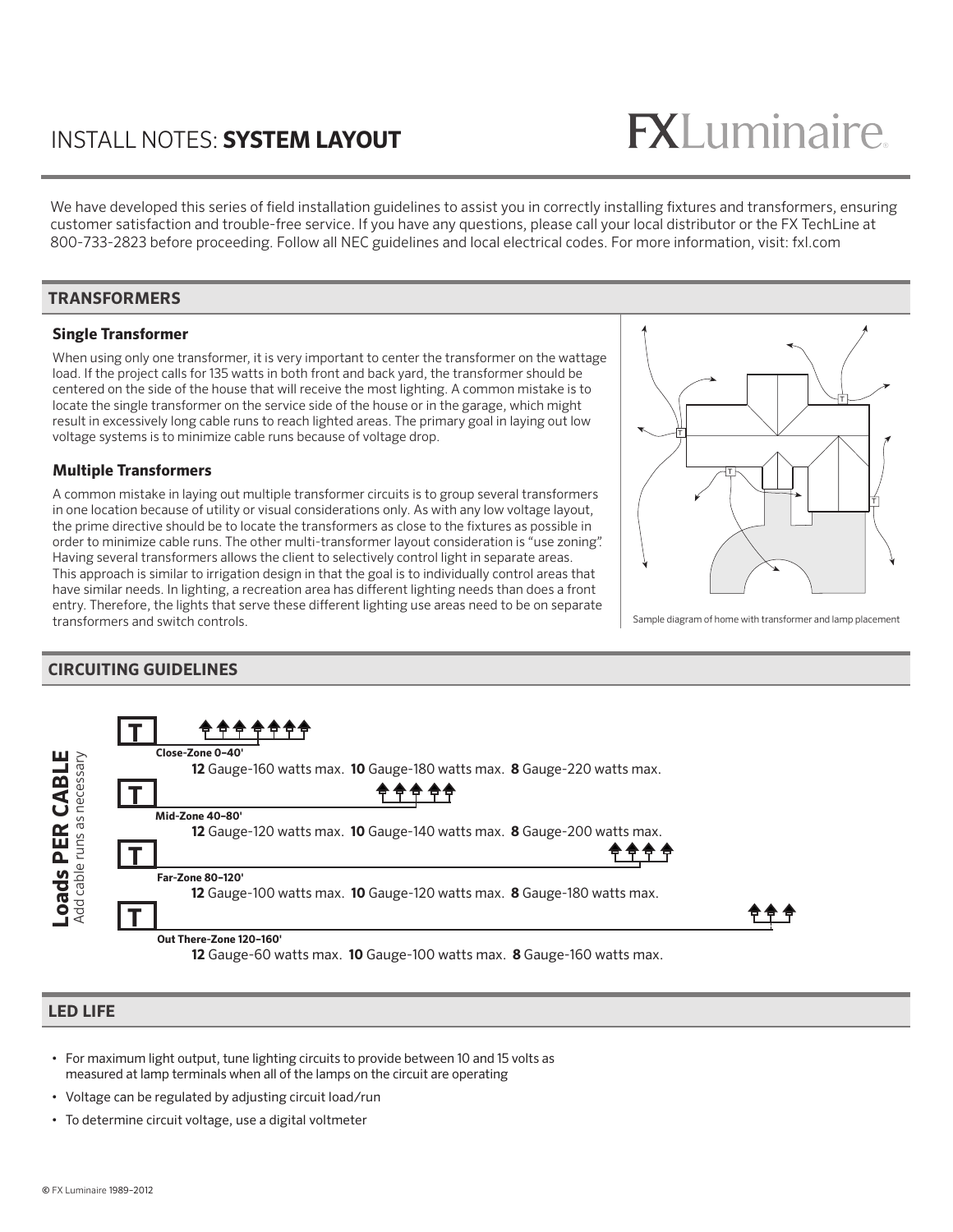# INSTALL NOTES: **SYSTEM LAYOUT**

FXLuminaire

We have developed this series of field installation guidelines to assist you in correctly installing fixtures and transformers, ensuring customer satisfaction and trouble-free service. If you have any questions, please call your local distributor or the FX TechLine at 800-733-2823 before proceeding. Follow all NEC guidelines and local electrical codes. For more information, visit: fxl.com

## TRANSFORMERS

### Single Transformer

When using only one transformer, it is very important to center the transformer on the wattage load. If the project calls for 135 watts in both front and back yard, the transformer should be centered on the side of the house that will receive the most lighting. A common mistake is to locate the single transformer on the service side of the house or in the garage, which might result in excessively long cable runs to reach lighted areas. The primary goal in laying out low voltage systems is to minimize cable runs because of voltage drop.

### Multiple Transformers

A common mistake in laying out multiple transformer circuits is to group several transformers in one location because of utility or visual considerations only. As with any low voltage layout, the prime directive should be to locate the transformers as close to the fixtures as possible in order to minimize cable runs. The other multi-transformer layout consideration is "use zoning". Having several transformers allows the client to selectively control light in separate areas. This approach is similar to irrigation design in that the goal is to individually control areas that have similar needs. In lighting, a recreation area has different lighting needs than does a front entry. Therefore, the lights that serve these different lighting use areas need to be on separate transformers and switch controls.

Sample diagram of home with transformer and lamp placement

## CIRCUITING GUIDELINES

**Loads PER CABLE**
Add cable runs as necessary

**Close-Zone 0–40'**
**12** Gauge-160 watts max. **10** Gauge-180 watts max. **8** Gauge-220 watts max.

**Mid-Zone 40–80'**
**12** Gauge-120 watts max. **10** Gauge-140 watts max. **8** Gauge-200 watts max.

**Far-Zone 80–120'**
**12** Gauge-100 watts max. **10** Gauge-120 watts max. **8** Gauge-180 watts max.

**Out There-Zone 120–160'**
**12** Gauge-60 watts max. **10** Gauge-100 watts max. **8** Gauge-160 watts max.

## LED LIFE

- For maximum light output, tune lighting circuits to provide between 10 and 15 volts as measured at lamp terminals when all of the lamps on the circuit are operating
- Voltage can be regulated by adjusting circuit load/run
- To determine circuit voltage, use a digital voltmeter

© FX Luminaire 1989–2012